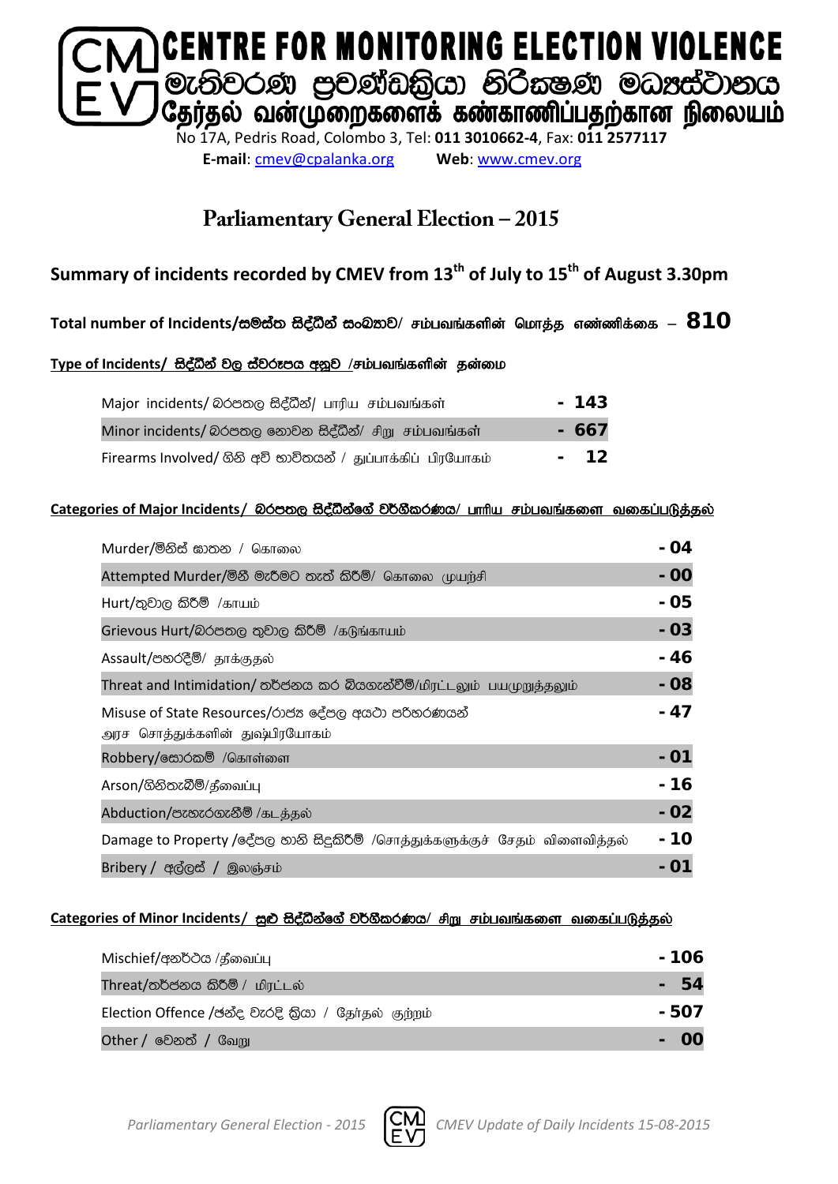# CENTRE FOR MONITORING ELECTION VIOLENCE
# මැතිවරණ ප්‍රචණ්ඩත්වය නිරීක්ෂණ මධ්‍යස්ථානය
# தேர்தல் வன்முறைகளைக் கண்காணிப்பதற்கான நிலையம்

No 17A, Pedris Road, Colombo 3, Tel: **011 3010662-4**, Fax: **011 2577117**

**E-mail**: cmev@cpalanka.org **Web**: www.cmev.org

## Parliamentary General Election – 2015

### Summary of incidents recorded by CMEV from 13th of July to 15th of August 3.30pm

**Total number of Incidents/සමස්ත සිද්ධීන් සංඛ්‍යාව/ சம்பவங்களின் மொத்த எண்ணிக்கை – 810**

**Type of Incidents/ සිද්ධීන් වල ස්වරූපය අනුව /சம்பவங்களின் தன்மை**

| Type | Count |
|---|---|
| Major incidents/ බරපතල සිද්ධීන්/ பாரிய சம்பவங்கள் | - 143 |
| Minor incidents/ බරපතල නොවන සිද්ධීන්/ சிறு சம்பவங்கள் | - 667 |
| Firearms Involved/ ගිනි අවි භාවිතයන් / துப்பாக்கிப் பிரயோகம் | - 12 |

**Categories of Major Incidents/ බරපතල සිද්ධීන්ගේ වර්ගීකරණය/ பாரிய சம்பவங்களை வகைப்படுத்தல்**

| Category | Count |
|---|---|
| Murder/මිනිස් ඝාතන / கொலை | - 04 |
| Attempted Murder/මිනී මැරීමට තැත් කිරීම්/ கொலை முயற்சி | - 00 |
| Hurt/තුවාල කිරීම් /காயம் | - 05 |
| Grievous Hurt/බරපතල තුවාල කිරීම් /கடுங்காயம் | - 03 |
| Assault/පහරදීම්/ தாக்குதல் | - 46 |
| Threat and Intimidation/ තර්ජනය කර බියගැන්වීම්/மிரட்டலும் பயமுறுத்தலும் | - 08 |
| Misuse of State Resources/රාජ්‍ය දේපල අයථා පරිහරණයන் அரச சொத்துக்களின் துஷ்பிரயோகம் | - 47 |
| Robbery/සොරකම් /கொள்ளை | - 01 |
| Arson/ගිනිතැබීම්/தீவைப்பு | - 16 |
| Abduction/පැහැරගැනීම් /கடத்தல் | - 02 |
| Damage to Property /දේපල හානි සිදුකිරීම් /சொத்துக்களுக்குச் சேதம் விளைவித்தல் | - 10 |
| Bribery / අල්ලස් / இலஞ்சம் | - 01 |

**Categories of Minor Incidents/ සුළු සිද්ධීන්ගේ වර්ගීකරණය/ சிறு சம்பவங்களை வகைப்படுத்தல்**

| Category | Count |
|---|---|
| Mischief/අනර්ථය /தீவைப்பு | - 106 |
| Threat/තර්ජනය කිරීම් / மிரட்டல் | - 54 |
| Election Offence /ඡන්ද වැරදි ක්‍රියා / தேர்தல் குற்றம் | - 507 |
| Other / වෙනත් / வேறு | - 00 |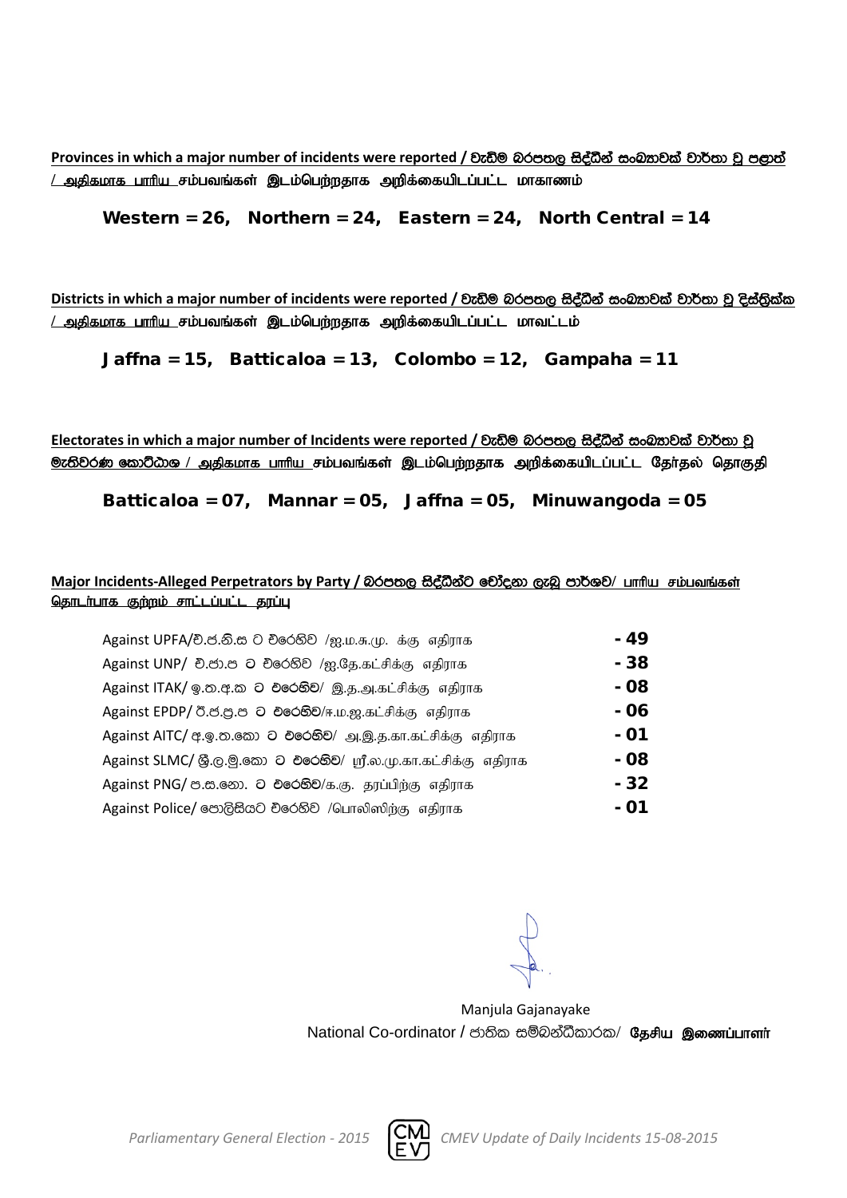**Provinces in which a major number of incidents were reported / වැඩිම බරපතල සිද්ධීන් සංඛ්‍යාවක් වාර්තා වූ පළාත් / அதிகமாக பாரிய சம்பவங்கள் இடம்பெற்றதாக அறிக்கையிடப்பட்ட மாகாணம்**

**Western = 26, Northern = 24, Eastern = 24, North Central = 14**

**Districts in which a major number of incidents were reported / වැඩිම බරපතල සිද්ධීන් සංඛ්‍යාවක් වාර්තා වූ දිස්ත්‍රික්ක / அதிகமாக பாரிய சம்பவங்கள் இடம்பெற்றதாக அறிக்கையிடப்பட்ட மாவட்டம்**

**Jaffna = 15, Batticaloa = 13, Colombo = 12, Gampaha = 11**

**Electorates in which a major number of Incidents were reported / වැඩිම බරපතල සිද්ධීන් සංඛ්‍යාවක් වාර්තා වූ මැතිවරණ කොට්ඨාශ / அதிகமாக பாரிய சம்பவங்கள் இடம்பெற்றதாக அறிக்கையிடப்பட்ட தேர்தல் தொகுதி**

**Batticaloa = 07, Mannar = 05, Jaffna = 05, Minuwangoda = 05**

**Major Incidents-Alleged Perpetrators by Party / බරපතල සිද්ධීන්ට චෝදනා ලැබූ පාර්ශව/ பாரிய சம்பவங்கள் தொடர்பாக குற்றம் சாட்டப்பட்ட தரப்பு**

| | |
|---|---|
| Against UPFA/එ.ජ.නි.ස ට එරෙහිව /ஐ.ம.சு.மு. க்கு எதிராக | **- 49** |
| Against UNP/ එ.ජා.ප ට එරෙහිව /ஐ.தே.கட்சிக்கு எதிராக | **- 38** |
| Against ITAK/ ඉ.ත.අ.ක ට එරෙහිව/ இ.த.அ.கட்சிக்கு எதிராக | **- 08** |
| Against EPDP/ ඊ.ජ.ප්‍ර.ප ට එරෙහිව/ஈ.ம.ஜ.கட்சிக்கு எதிராக | **- 06** |
| Against AITC/ අ.ඉ.ත.කො ට එරෙහිව/ அ.இ.த.கா.கட்சிக்கு எதிராக | **- 01** |
| Against SLMC/ ශ්‍රී.ල.මු.කො ට එරෙහිව/ ஸ்ரீ.ல.மு.கா.கட்சிக்கு எதிராக | **- 08** |
| Against PNG/ ප.ස.පෙ. ට එරෙහිව/க.கு. தரப்பிற்கு எதிராக | **- 32** |
| Against Police/ පොලිසියට එරෙහිව /பொலிஸிற்கு எதிராக | **- 01** |

Manjula Gajanayake
National Co-ordinator / ජාතික සම්බන්ධීකාරක/ **தேசிய இணைப்பாளர்**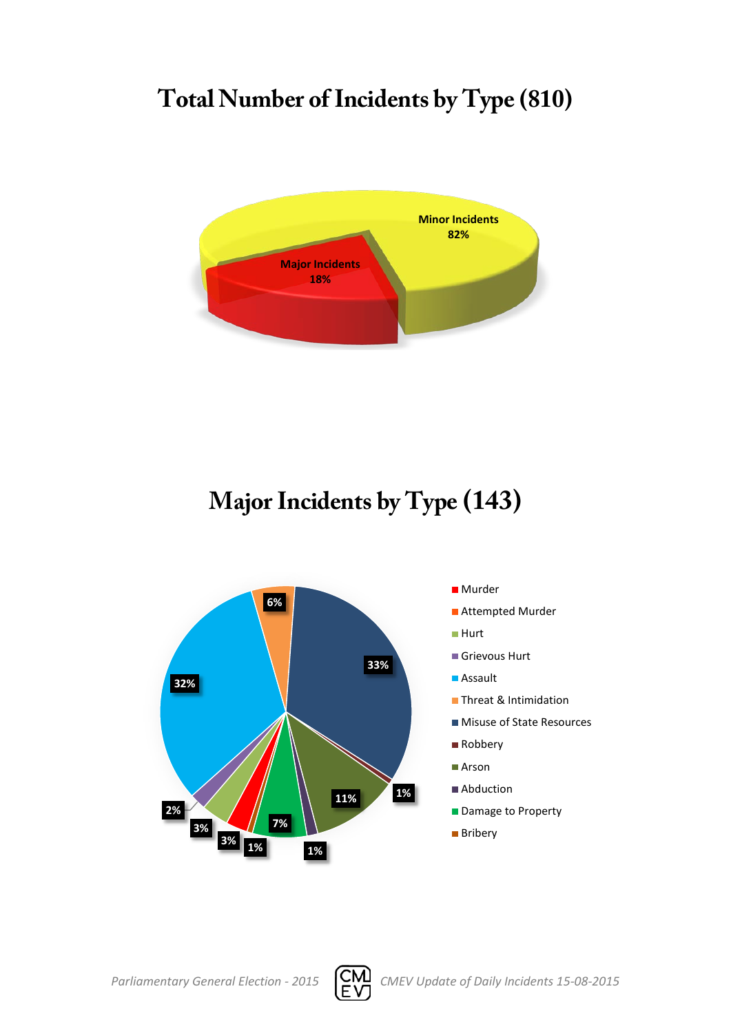## Total Number of Incidents by Type (810)

- Minor Incidents: 82%
- Major Incidents: 18%

## Major Incidents by Type (143)

Legend:

- Murder
- Attempted Murder
- Hurt
- Grievous Hurt
- Assault
- Threat & Intimidation
- Misuse of State Resources
- Robbery
- Arson
- Abduction
- Damage to Property
- Bribery

Chart labels: 33%, 1%, 11%, 1%, 7%, 1%, 3%, 3%, 2%, 32%, 6%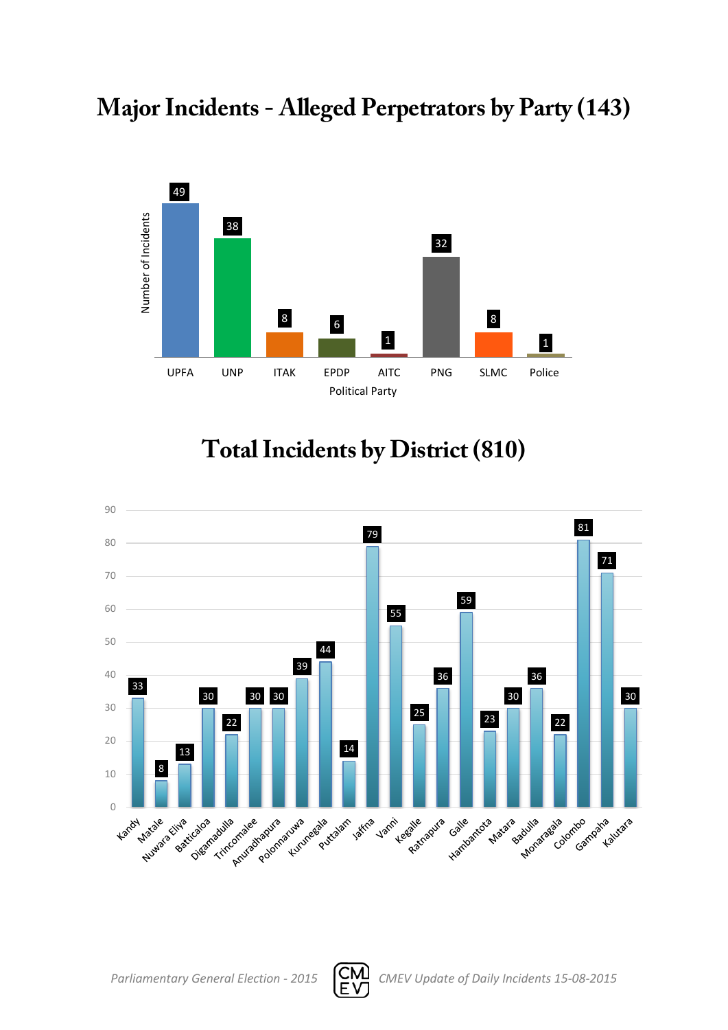# Major Incidents - Alleged Perpetrators by Party (143)

Number of Incidents

49
38
8
6
1
32
8
1

UPFA
UNP
ITAK
EPDP
AITC
PNG
SLMC
Police

Political Party

# Total Incidents by District (810)

90
80
70
60
50
40
30
20
10
0

33
8
13
30
22
30
30
39
44
14
79
55
25
36
59
23
30
36
22
81
71
30

Kandy
Matale
Nuwara Eliya
Batticaloa
Digamadulla
Trincomalee
Anuradhapura
Polonnaruwa
Kurunegala
Puttalam
Jaffna
Vanni
Kegalle
Ratnapura
Galle
Hambantota
Matara
Badulla
Monaragala
Colombo
Gampaha
Kalutara

*Parliamentary General Election - 2015* CMEV *CMEV Update of Daily Incidents 15-08-2015*